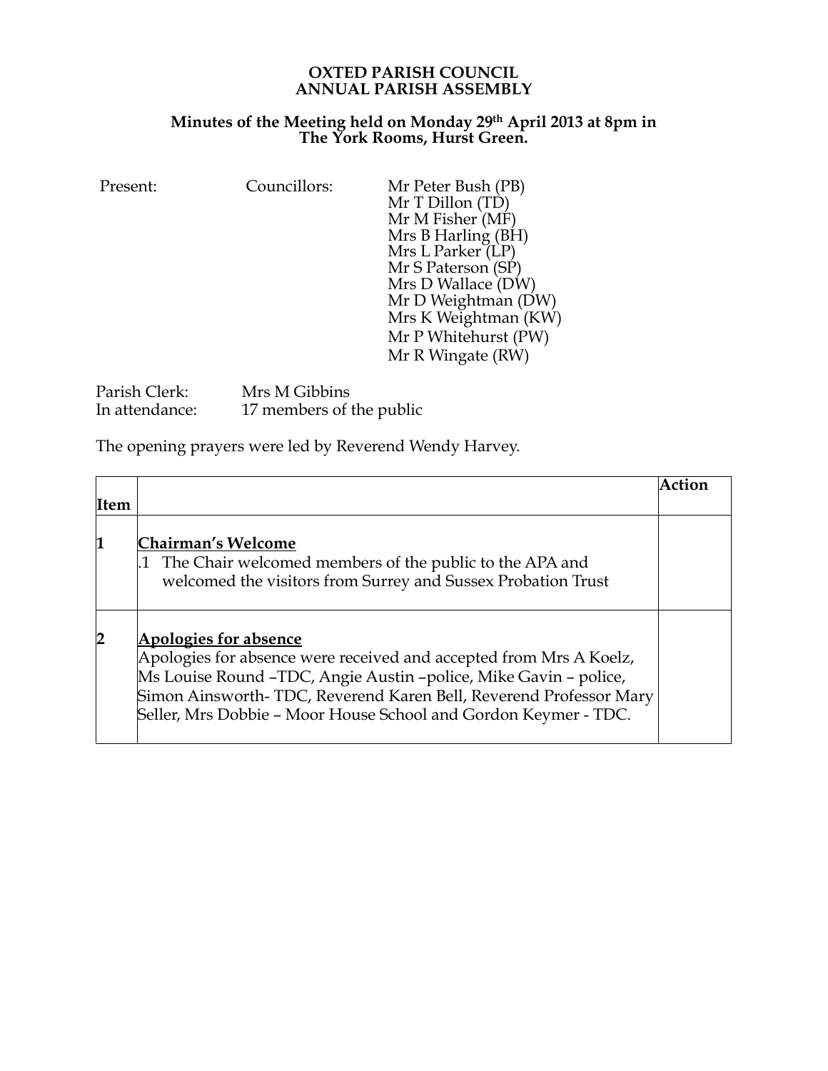# OXTED PARISH COUNCIL
# ANNUAL PARISH ASSEMBLY

## Minutes of the Meeting held on Monday 29th April 2013 at 8pm in The York Rooms, Hurst Green.

Present: Councillors:
- Mr Peter Bush (PB)
- Mr T Dillon (TD)
- Mr M Fisher (MF)
- Mrs B Harling (BH)
- Mrs L Parker (LP)
- Mr S Paterson (SP)
- Mrs D Wallace (DW)
- Mr D Weightman (DW)
- Mrs K Weightman (KW)
- Mr P Whitehurst (PW)
- Mr R Wingate (RW)

Parish Clerk: Mrs M Gibbins
In attendance: 17 members of the public

The opening prayers were led by Reverend Wendy Harvey.

| Item | | Action |
|---|---|---|
| 1 | **Chairman's Welcome**<br>.1 The Chair welcomed members of the public to the APA and welcomed the visitors from Surrey and Sussex Probation Trust | |
| 2 | **Apologies for absence**<br>Apologies for absence were received and accepted from Mrs A Koelz, Ms Louise Round –TDC, Angie Austin –police, Mike Gavin – police, Simon Ainsworth- TDC, Reverend Karen Bell, Reverend Professor Mary Seller, Mrs Dobbie – Moor House School and Gordon Keymer - TDC. | |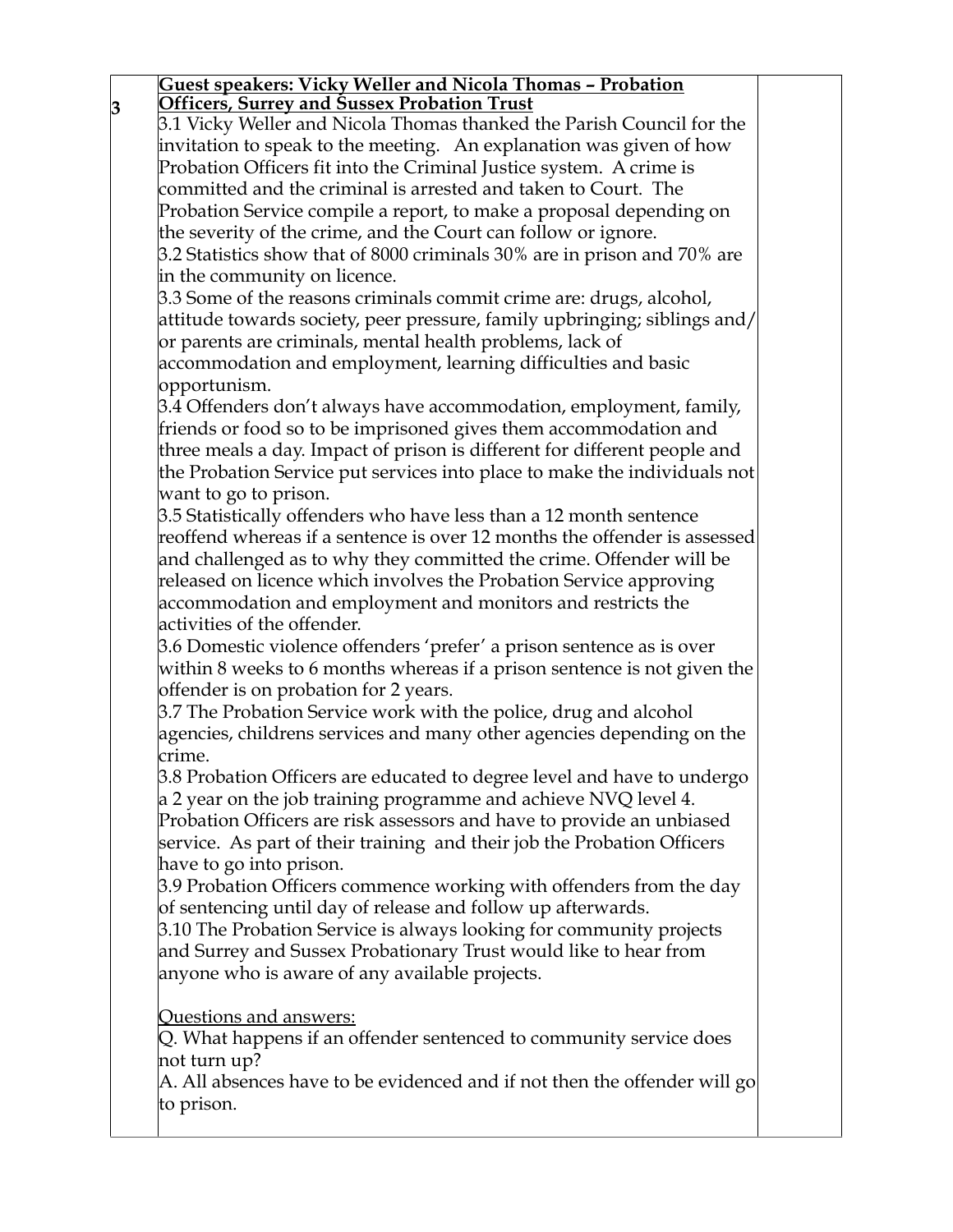| 3 | **Guest speakers: Vicky Weller and Nicola Thomas – Probation Officers, Surrey and Sussex Probation Trust**<br>3.1 Vicky Weller and Nicola Thomas thanked the Parish Council for the invitation to speak to the meeting. An explanation was given of how Probation Officers fit into the Criminal Justice system. A crime is committed and the criminal is arrested and taken to Court. The Probation Service compile a report, to make a proposal depending on the severity of the crime, and the Court can follow or ignore.<br>3.2 Statistics show that of 8000 criminals 30% are in prison and 70% are in the community on licence.<br>3.3 Some of the reasons criminals commit crime are: drugs, alcohol, attitude towards society, peer pressure, family upbringing; siblings and/or parents are criminals, mental health problems, lack of accommodation and employment, learning difficulties and basic opportunism.<br>3.4 Offenders don't always have accommodation, employment, family, friends or food so to be imprisoned gives them accommodation and three meals a day. Impact of prison is different for different people and the Probation Service put services into place to make the individuals not want to go to prison.<br>3.5 Statistically offenders who have less than a 12 month sentence reoffend whereas if a sentence is over 12 months the offender is assessed and challenged as to why they committed the crime. Offender will be released on licence which involves the Probation Service approving accommodation and employment and monitors and restricts the activities of the offender.<br>3.6 Domestic violence offenders 'prefer' a prison sentence as is over within 8 weeks to 6 months whereas if a prison sentence is not given the offender is on probation for 2 years.<br>3.7 The Probation Service work with the police, drug and alcohol agencies, childrens services and many other agencies depending on the crime.<br>3.8 Probation Officers are educated to degree level and have to undergo a 2 year on the job training programme and achieve NVQ level 4. Probation Officers are risk assessors and have to provide an unbiased service. As part of their training and their job the Probation Officers have to go into prison.<br>3.9 Probation Officers commence working with offenders from the day of sentencing until day of release and follow up afterwards.<br>3.10 The Probation Service is always looking for community projects and Surrey and Sussex Probationary Trust would like to hear from anyone who is aware of any available projects.<br><br><u>Questions and answers:</u><br>Q. What happens if an offender sentenced to community service does not turn up?<br>A. All absences have to be evidenced and if not then the offender will go to prison. | |
|---|---|---|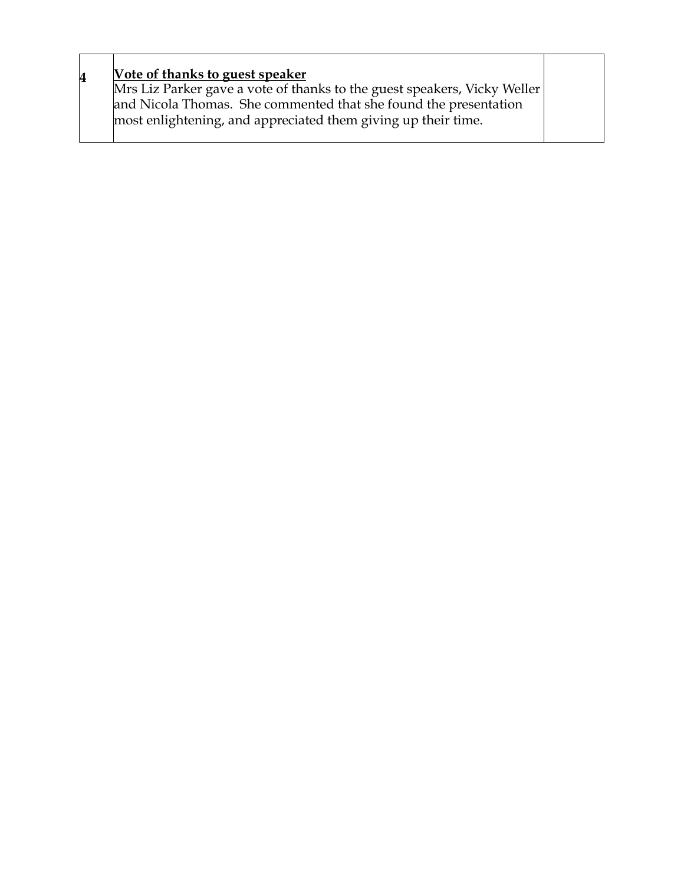| 4 | **<u>Vote of thanks to guest speaker</u>**<br>Mrs Liz Parker gave a vote of thanks to the guest speakers, Vicky Weller and Nicola Thomas. She commented that she found the presentation most enlightening, and appreciated them giving up their time. | |
|---|---|---|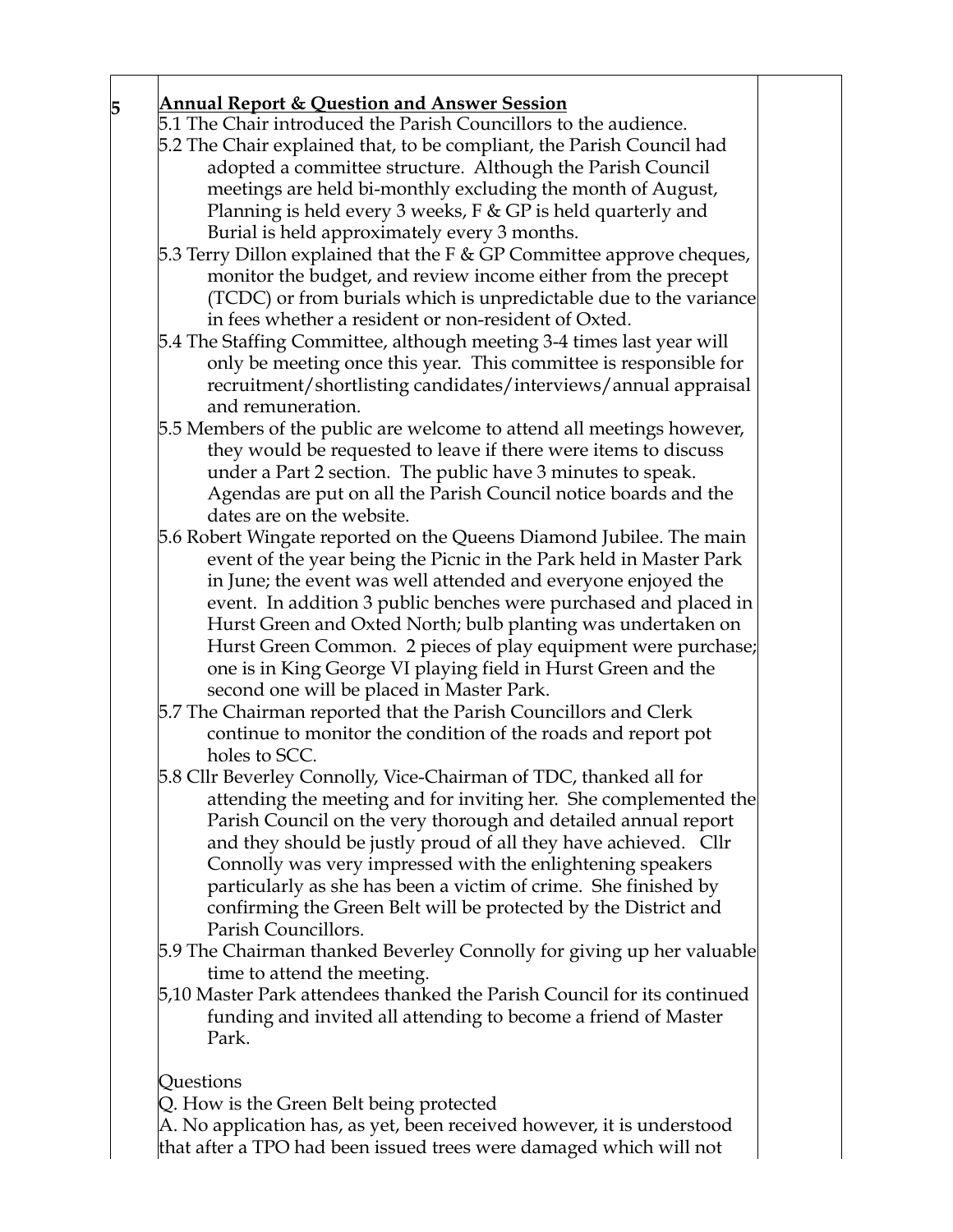| | | |
|---|---|---|
| 5 | **Annual Report & Question and Answer Session**<br>5.1 The Chair introduced the Parish Councillors to the audience.<br>5.2 The Chair explained that, to be compliant, the Parish Council had adopted a committee structure. Although the Parish Council meetings are held bi-monthly excluding the month of August, Planning is held every 3 weeks, F & GP is held quarterly and Burial is held approximately every 3 months.<br>5.3 Terry Dillon explained that the F & GP Committee approve cheques, monitor the budget, and review income either from the precept (TCDC) or from burials which is unpredictable due to the variance in fees whether a resident or non-resident of Oxted.<br>5.4 The Staffing Committee, although meeting 3-4 times last year will only be meeting once this year. This committee is responsible for recruitment/shortlisting candidates/interviews/annual appraisal and remuneration.<br>5.5 Members of the public are welcome to attend all meetings however, they would be requested to leave if there were items to discuss under a Part 2 section. The public have 3 minutes to speak. Agendas are put on all the Parish Council notice boards and the dates are on the website.<br>5.6 Robert Wingate reported on the Queens Diamond Jubilee. The main event of the year being the Picnic in the Park held in Master Park in June; the event was well attended and everyone enjoyed the event. In addition 3 public benches were purchased and placed in Hurst Green and Oxted North; bulb planting was undertaken on Hurst Green Common. 2 pieces of play equipment were purchase; one is in King George VI playing field in Hurst Green and the second one will be placed in Master Park.<br>5.7 The Chairman reported that the Parish Councillors and Clerk continue to monitor the condition of the roads and report pot holes to SCC.<br>5.8 Cllr Beverley Connolly, Vice-Chairman of TDC, thanked all for attending the meeting and for inviting her. She complemented the Parish Council on the very thorough and detailed annual report and they should be justly proud of all they have achieved. Cllr Connolly was very impressed with the enlightening speakers particularly as she has been a victim of crime. She finished by confirming the Green Belt will be protected by the District and Parish Councillors.<br>5.9 The Chairman thanked Beverley Connolly for giving up her valuable time to attend the meeting.<br>5,10 Master Park attendees thanked the Parish Council for its continued funding and invited all attending to become a friend of Master Park.<br><br>Questions<br>Q. How is the Green Belt being protected<br>A. No application has, as yet, been received however, it is understood that after a TPO had been issued trees were damaged which will not | |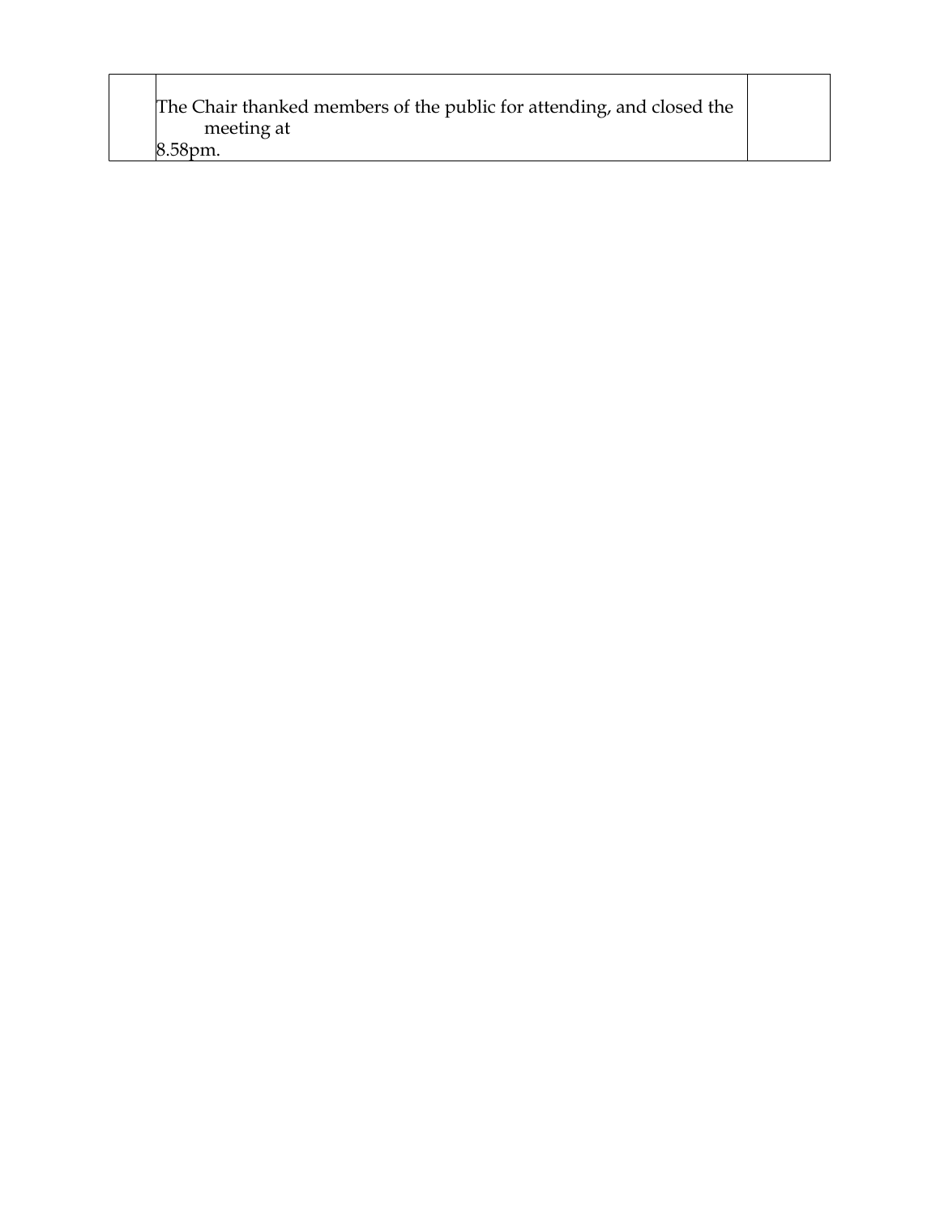| | | |
|---|---|---|
| | The Chair thanked members of the public for attending, and closed the meeting at 8.58pm. | |